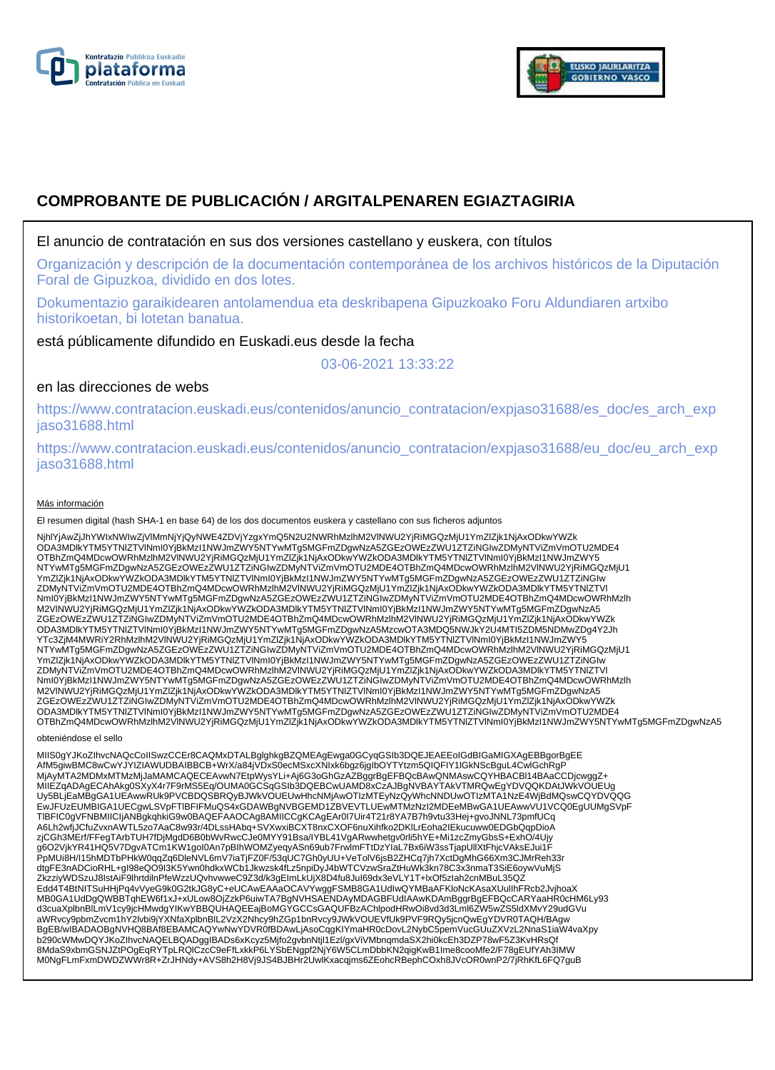# COMPROBANTE DE PUBLICACIÓN / ARGITALPENAREN EGIAZTAGIRIA

El anuncio de contratación en sus dos versiones castellano y euskera, con títulos

Organización y descripción de la documentación contemporánea de los archivos históricos de la Diputación Foral de Gipuzkoa, dividido en dos lotes.

Dokumentazio garaikidearen antolamendua eta deskribapena Gipuzkoako Foru Aldundiaren artxibo historikoetan, bi lotetan banatua.

está públicamente difundido en Euskadi.eus desde la fecha

03-06-2021 13:33:22

en las direcciones de webs

https://www.contratacion.euskadi.eus/contenidos/anuncio_contratacion/expjaso31688/es_doc/es_arch_expjaso31688.html

https://www.contratacion.euskadi.eus/contenidos/anuncio_contratacion/expjaso31688/eu_doc/eu_arch_expjaso31688.html

Más información

El resumen digital (hash SHA-1 en base 64) de los dos documentos euskera y castellano con sus ficheros adjuntos

NjhlYjAwZjJhYWIxNWIwZjVlMmNjYjQyNWE4ZDVjYzgxYmQ5N2U2NWRhMzlhM2VlNWU2YjRiMGQzMjU1YmZlZjk1NjAxODkwYWZk
ODA3MDlkYTM5YTNlZTVlNmI0YjBkMzI1NWJmZWY5NTYwMTg5MGFmZDgwNzA5ZGEzOWEzZWU1ZTZiNGIwZDMyNTViZmVmOTU2MDE4
OTBhZmQ4MDcwOWRhMzlhM2VlNWU2YjRiMGQzMjU1YmZlZjk1NjAxODkwYWZkODA3MDlkYTM5YTNlZTVlNmI0YjBkMzI1NWJmZWY5
NTYwMTg5MGFmZDgwNzA5ZGEzOWEzZWU1ZTZiNGIwZDMyNTViZmVmOTU2MDE4OTBhZmQ4MDcwOWRhMzlhM2VlNWU2YjRiMGQzMjU1
YmZlZjk1NjAxODkwYWZkODA3MDlkYTM5YTNlZTVlNmI0YjBkMzI1NWJmZWY5NTYwMTg5MGFmZDgwNzA5ZGEzOWEzZWU1ZTZiNGIw
ZDMyNTViZmVmOTU2MDE4OTBhZmQ4MDcwOWRhMzlhM2VlNWU2YjRiMGQzMjU1YmZlZjk1NjAxODkwYWZkODA3MDlkYTM5YTNlZTVl
NmI0YjBkMzI1NWJmZWY5NTYwMTg5MGFmZDgwNzA5ZGEzOWEzZWU1ZTZiNGIwZDMyNTViZmVmOTU2MDE4OTBhZmQ4MDcwOWRhMzlh
M2VlNWU2YjRiMGQzMjU1YmZlZjk1NjAxODkwYWZkODA3MDlkYTM5YTNlZTVlNmI0YjBkMzI1NWJmZWY5NTYwMTg5MGFmZDgwNzA5
ZGEzOWEzZWU1ZTZiNGIwZDMyNTViZmVmOTU2MDE4OTBhZmQ4MDcwOWRhMzlhM2VlNWU2YjRiMGQzMjU1YmZlZjk1NjAxODkwYWZk
ODA3MDlkYTM5YTNlZTVlNmI0YjBkMzI1NWJmZWY5NTYwMTg5MGFmZDgwNzA5MzcwOTA3MDQ5NWJkY2U4MTI5ZDM5NDMwZDg4Y2Jh
YTc3ZjM4MWRiY2RhMzlhM2VlNWU2YjRiMGQzMjU1YmZlZjk1NjAxODkwYWZkODA3MDlkYTM5YTNlZTVlNmI0YjBkMzI1NWJmZWY5
NTYwMTg5MGFmZDgwNzA5ZGEzOWEzZWU1ZTZiNGIwZDMyNTViZmVmOTU2MDE4OTBhZmQ4MDcwOWRhMzlhM2VlNWU2YjRiMGQzMjU1
YmZlZjk1NjAxODkwYWZkODA3MDlkYTM5YTNlZTVlNmI0YjBkMzI1NWJmZWY5NTYwMTg5MGFmZDgwNzA5ZGEzOWEzZWU1ZTZiNGIw
ZDMyNTViZmVmOTU2MDE4OTBhZmQ4MDcwOWRhMzlhM2VlNWU2YjRiMGQzMjU1YmZlZjk1NjAxODkwYWZkODA3MDlkYTM5YTNlZTVl
NmI0YjBkMzI1NWJmZWY5NTYwMTg5MGFmZDgwNzA5ZGEzOWEzZWU1ZTZiNGIwZDMyNTViZmVmOTU2MDE4OTBhZmQ4MDcwOWRhMzlh
M2VlNWU2YjRiMGQzMjU1YmZlZjk1NjAxODkwYWZkODA3MDlkYTM5YTNlZTVlNmI0YjBkMzI1NWJmZWY5NTYwMTg5MGFmZDgwNzA5
ZGEzOWEzZWU1ZTZiNGIwZDMyNTViZmVmOTU2MDE4OTBhZmQ4MDcwOWRhMzlhM2VlNWU2YjRiMGQzMjU1YmZlZjk1NjAxODkwYWZk
ODA3MDlkYTM5YTNlZTVlNmI0YjBkMzI1NWJmZWY5NTYwMTg5MGFmZDgwNzA5ZGEzOWEzZWU1ZTZiNGIwZDMyNTViZmVmOTU2MDE4
OTBhZmQ4MDcwOWRhMzlhM2VlNWU2YjRiMGQzMjU1YmZlZjk1NjAxODkwYWZkODA3MDlkYTM5YTNlZTVlNmI0YjBkMzI1NWJmZWY5NTYwMTg5MGFmZDgwNzA5

obteniéndose el sello

MIIS0gYJKoZIhvcNAQcCoIISwzCCEr8CAQMxDTALBglghkgBZQMEAgEwga0GCyqGSIb3DQEJEAEEoIGdBIGaMIGXAgEBBgorBgEE
AfM5giwBMC8wCwYJYIZIAWUDBAIBBCB+WrX/a84jVDxS0ecMSxcXNIxk6bgz6jgIbOYTYtzm5QIQFIY1lGkNScBguL4CwlGchRgP
MjAyMTA2MDMxMTMzMjJaMAMCAQECEAwwN7EtpWysYLi+Aj6G3oGhGzAZBggrBgEFBQcBAwQNMAswCQYHBACBl14BAaCCDjcwggZ+
MIIEZqADAgECAhAkg0SXyX4r7F9rMS5Eq/OUMA0GCSqGSIb3DQEBCwUAMD8xCzAJBgNVBAYTAkVTMRQwEgYDVQQKDAtJWkVOUEUg
Uy5BLjEaMBgGA1UEAwwRUk9PVCBDQSBRQyBJWkVOUEUwHhcNMjAwOTIzMTEyNzQyWhcNNDUwOTIzMTA1NzE4WjBdMQswCQYDVQQG
EwJFUzEUMBIGA1UECgwLSVpFTlBFIFMuQS4xGDAWBgNVBGEMD1ZBVEVTLUEwMTMzNzI2MDEeMBwGA1UEAwwVU1VCQ0EgUUMgSVpF
TlBFIC0gVFNBMIICIjANBgkqhkiG9w0BAQEFAAOCAg8AMIICCgKCAgEAr0I7Uir4T21r8YA7B7h9vtu33Hej+gvoJNNL73pmfUCq
A6Lh2wfjJCfuZvxnAWTL5zo7AaC8w93r/4DLssHAbq+SVXwxiBCXT8nxCXOF6nuXihfko2DKlLrEoha2IEkucuww0EDGbQqpDioA
zjCGh3MErf/FFegTArbTUH7fDjMgdD6B0bWvRwcCJe0MYY91Bsa/IYBL41VgARwwhetgv0rli5hYE+Mi1zcZmyGbsS+ExhO/4Ujy
g6O2VjkYR41HQ5V7DgvATCm1KW1goI0An7pBIhWOMZyeqyASn69ub7FrwlmFTtDzYIaL7Bx6iW3ssTjapUllXtFhjcVAksEJui1F
PpMUi8H/I15hMDTbPHkW0qqZq6DleNVL6mV7iaTjFZ0F/53qUC7Gh0yUU+VeTolV6jsB2ZHCq7jh7XctDgMhG66Xm3CJMrReh33r
dtgFE3nADCioRHL+gI98eQO9I3K5Ywn0hdkxWCb1Jkwzsk4fLz5npiDyJ4bWTCVzwSraZtHuWk3kn78C3x3nmaT3SiE6oywVuMjS
ZkzziyWDSzuJ8lstAiF9lhrtdiInPfeWzzUQvhvwweC9Z3d/k3gElmLkUjX8D4fu8Jul69dx3eVLY1T+lxOf5zIah2cnMBuL35QZ
Edd4T4BtNITSuHHjPq4vVyeG9k0G2tkJG8yC+eUCAwEAAaOCAVYwggFSMB8GA1UdIwQYMBaAFKloNcKAsaXUulIhFRcb2JvjhoaX
MB0GA1UdDgQWBBTqhEW6f1xJ+xULow8OjZzkP6uiwTA7BgNVHSAENDAyMDAGBFUdIAAwKDAmBggrBgEFBQcCARYaaHR0cHM6Ly93
d3cuaXplbnBlLmV1cy9jcHMwdgYIKwYBBQUHAQEEajBoMGYGCCsGAQUFBzAChlpodHRwOi8vd3d3LmI6ZW5wZS5ldXMvY29udGVu
aWRvcy9pbmZvcm1hY2lvbi9jYXNfaXplbnBlL2VzX2Nhcy9hZGp1bnRvcy9JWkVOUEVfUk9PVF9RQy5jcnQwEgYDVR0TAQH/BAgw
BgEB/wIBADAOBgNVHQ8BAf8EBAMCAQYwNwYDVR0fBDAwLjAsoCqgKIYmaHR0cDovL2NybC5pemVucGUuZXVzL2NnaS1iaW4vaXpy
b290cWMwDQYJKoZIhvcNAQELBQADggIBADs6xKcyz5Mjfo2gvbnNtjl1EzI/gxViVMbnqmdaSX2hi0kcEh3DZP78wF5Z3KvHRsQf
8MdaS9xbmGSNJZtPOgEqRYTpLRQlCzcC9eFfLxkkP6LYSbENgpf2NjY6W5CLmDbbKN2qigKwB1lme8cooMfe2/F78gEUfYAh3IMW
M0NgFLmFxmDWDZWWr8R+ZrJHNdy+AVS8h2H8Vj9JS4BJBHr2UwlKxacqjms6ZEohcRBephCOxh8JVcOR0wnP2/7jRhKfL6FQ7guB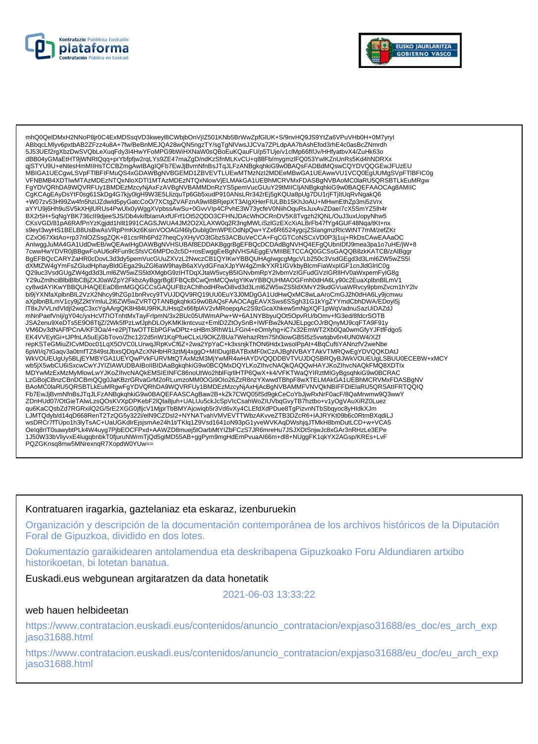```
mhQ0QelDMxH2NNoP8jr0C4ExMDSsqVD3kweyl8CWbjbOnVjIZ501KNb5BrWwZpfGlUK+S/9nvHQ9JS9YtZa6VPuVHb0H+0M7yryl
ABbqcLMlyv6pxtbAB2ZFzz4u8A+7fw/BeBnMEJQA28wQN5ngzTY/sgTgNlVwsJJCVa7ZPLdpAA7bAshEfod3rhE4c0asBcZNmrdh
5J53UEf2rgXbzDwSVQbLeXuqFdy3I4HwYFoMPG9bWiHXNaW0sQBoEuKQauFU/p5TUje/v1clMp66fIfJv/HHfyatbvX4/ZuHk63o
dBB04yGMaEtHT9jWNRtQqq+prYbfpfjw2rqLYs9ZE47maZgD/ndKzSfnMLKvCU+q88Fb/mygmzlFQ053YwlKZnUnRs5Kd4hNDRXx
qjSTYU9U+eNtesHmMIIHsTCCBZmgAwIBAgIQFb7EwJjBvmNfnBsJTqJLFzANBgkqhkiG9w0BAQsFADBdMQswCQYDVQQGEwJFUzEU
MBIGA1UECgwLSVpFTlBFIFMuQS4xGDAWBgNVBGEMD1ZBVEVTLUEwMTMzNzI2MDEeMBwGA1UEAwwVU1VCQ0EgUUMgSVpFTlBFIC0g
VFNBMB4XDTIwMTAzMDEzNTQxNloXDTI1MTAzMDEzNTQxNlowVjELMAkGA1UEBhMCRVMxFDASBgNVBAoMC0laRU5QRSBTLkEuMRgw
FgYDVQRhDA9WQVRFUy1BMDEzMzcyNjAxFzAVBgNVBAMMDnRzYS5pemVucGUuY29tMIICIjANBgkqhkiG9w0BAQEFAAOCAg8AMIIC
CgKCAgEAyDsYtF0sg61SkDg4G7kjy0lgH9W3E5LlizquTp6Gb5xudP910ANsLRr342rEj5gKQUa8pUg7DU1rjFTjltUqRvNgakQ6
+W07zv53H99Zw4fn5hziJZdwld5pyGatcCoO/7XCtgZVAFznA9wI8BRjepXT3AIgXHerFIULBb15KhJoAU+MHwnEthZp3mi5zVrx
aYYU9j6Hh9uSV5kXHjlURUs4PwUlx0yWggXVpbssAwSu+0GvvVlp4CPvhE3W73ycfeV0NiihOquRsJuxAvZDael7cX5SmYZ5lh4r
BX2r5H+5qNgYBK736cIl9djeeSJS/Db4vkifbIamAxfUFrf1Ot52QDO3CFHNJDAcWhOCRnDV5K8Tvgzh2lQNL/OuJ3uxUopyNhw5
CKsVGD/81pA6RAfPnYzKgjdd1hllt1991CAGSJWUA4JM2O2XLAXW0q2R3ngMWLiSzlGzEXcXiALBrFb47fYg4GUF48Nqa/tKt+nx
s9eyl3wyHS1BELB8UsBwAsVRpPmKkz6KsinVOOAGf46lyDublg0mWPEOdNpQw+YZx6R6524ygcjZSIangmzRlcWtNT7mM/zefZKr
CZxO67XktAo+rp37nlOZSsgZQK+81csrRh6Pd27heqCyXHyVO3tGbz53ACBuVeCCA+FqCGTCoNSCxVD0P3j1uj+RkDsCAwEAAaOC
AnIwggJuMA4GA1UdDwEB/wQEAwIHgDAWBgNVHSUBAf8EDDAKBggrBgEFBQcDCDAdBgNVHQ4EFgQUbnIDfJ9mea3pa1o7uHE/jW+8
7cwwHwYDVR0jBBgwFoAU6oRFun9cSfsVC6MPDo2c5D+rosEwggEeBgNVHSAEggEVMIIBETCCAQ0GCSsGAQQB8zkKATCB/zAIBggr
BgEFBQcCARYZaHR0cDovL3d3dy5pemVucGUuZXVzL2NwczCB1QYIKwYBBQUHAgIwgcgMgcVLb250c3VsdGEgd3d3Lml6ZW5wZS5l
dXMtZW4gYmFsZGludHphayBldGEga29uZGl6aW9hayBpa6xVydGFnaXJpYW4gZmlkYXR1IGVkbyBlcmFiaWxpIGF1cnJldGlrC0g
Q29uc3VsdGUgZW4gd3d3Lml6ZW5wZS5ldXMgbG9zIHTDqXJtaW5vcyB5IGNvbmRpY2lvbmVzIGFudGVzIGRlIHV0aWxpemFyIG8g
Y29uZmlhciBlbiBlbCBjZXJ0aWZpY2FkbzAyBggrBgEFBQcBCwQmMCQwIgYIKwYBBQUHMAOGFmh0dHA6Ly90c2EuaXplbnBlLmV1
cy8wdAYIKwYBBQUHAQEEaDBmMGQGCCsGAQUFBzAChlhodHRwOi8vd3d3Lml6ZW5wZS5ldXMvY29udGVuaWRvcy9pbmZvcm1hY2lv
bi9jYXNfaXplbnBlL2VzX2Nhcy9hZGp1bnRvcy9TVUJDQV9RQ19UU0EuY3J0MDgGA1UdHwQxMC8wLaAroCmGJ2h0dHA6Ly9jcmwu
aXplbnBlLmV1cy9jZ2ktYmluL2l6ZW5wZVRTQTANBgkqhkiG9w0BAQsFAAOCAgEAVXSws6SSgh31G1kYgZYYmdCbhDWA/EDoyl5j
lT8xJVVLndVldjl2wqC3xcYgAArgQK8H84U9RKJUHsq2x66fplAV2vMRoepqAc2S9zGcaXhkew5mNgXQF1pWqVadnuSazUiDAZdJ
mNnPaefVnIj/gY04c/yxHcVf7IOTnhtMxTayFrlpmN/3x2BUc05UlWmAPw+W+6A1NYBbyuQOt5OpvRU/bOmv+fG3ed/8fdcrSOTB
JSA2enu9XeDTs5E9O8TtjZ/2Wk5fPzLwfJphDLOyKMKlkntcvuz+EmlD2ZtOySnB+IWFBw2kANJELpgcOJrBQnyMJ9cqFTA9F91y
VM6Dv3dNAFfPCnA/KF3Oa/4+e2PjTtwOTTEbPGFwDPtz+sHBm3RhW1LFGn4+eOmlyhg+iC7x32EmWT2Xb0Qa0wmGfyYJFtfFdgo5
EK4VVEytGi+tJPfnLA5uEjGbTovo/Zhc12/2d5nW1KqPfueCLxU9OKZ/8Ua7WehazRtm75h0iowGB5I5z5vwtqbv6n4UN0W4/XZf
repKSTeGMiuZlCvMDoc01LqX5OVC0LUrwqJRpKvCf6Z+2wa2YpYaC+k3xsnjkThON6Hdx1wsolPpAt+4BqCuftiYANnzfV2weNbe
6pWl/q7tGaqv3a0tmfTZ849stJbxsQDqAZcXNHbHR3ztMj4xggO+MIIDugIBATBxMF0xCzAJBgNVBAYTAkVTMRQwEgYDVQQKDAtJ
WkVOUEUgUy5BLjEYMBYGA1UEYQwPVkFURVMtQTAxMzM3MjYwMR4wHAYDVQQDDBVTVUJDQSBRQyBJWkVOUEUgLSBUU0ECEBW+xMCY
wb5jX5wbCU6iSxcwCwYJYIZIAWUDBAIBoIIBIDAaBgkqhkiG9w0BCQMxDQYLKoZIhvcNAQkQAQQwHAYJKoZIhvcNAQkFMQ8XDTIx
MDYwMzExMzMyMlowLwYJKoZIhvcNAQkEMSIEINFC86noUtWo2hblFqrllHTP6QwX+k4/VFKTWaQYIRztMIGyBgsqhkiG9w0BCRAC
LzGBojCBnzCBnDCBmQQg0JaKBzrGRvaGrM2oRLumzoMM0OGi9OIo26ZzR8nzYXwwdTBhpF8wXTELMAkGA1UEBhMCRVMxFDASBgNV
BAoMC0laRU5QRSBTLkEuMRgwFgYDVQRhDA9WQVRFUy1BMDEzMzcyNjAxHjAcBgNVBAMMFVNVQkNBIFFDIElaRU5QRSAtIFRTQQIQ
Fb7EwJjBvmNfnBsJTqJLFzANBgkqhkiG9w0BAQEFAASCAgBaw2B+kZk7CWQ05fSd9gkCeCoYbJjwRxNrF0acF/8QaMrwmw9Q3wwY
ZDnHUd07/OtGieTAlwLzsQOsKVXpDPKebF2lQta8juh+UALUu5ckJcSpVlcCsahWoZlUVbqGvyTB7hztbo+v1yOgVAuXiRZ0Luez
qu6KaCQsbZd7RGRxilQ2G/5rE2XGG0jfljcV1MjprTbBMYAjcwiqb5r3Vd6vXy4CLEfdXdPDue8TgPizvnNTbSbqyoc8yHldkXJm
LJMTQdyb/d14qD668RenT2TzQG5y322i/elN9CZDsl2+NYNATvahVMVEVTTWbzAKvveZTB3DZcR6+IAJRYKt09b6c0RtmBXqdiLJ
wsDRCr7fTUpo1h3lyTsAC+UaUGKdlrEjsjsmAe24h1t/TKlq1Z9Vsd1641oN93pG1yveWVKAqDWshjqJTMkH8bmDutLCD+w+VCA5
OeIq8rIT0sawybtPLk4W4uyg7PjbEOCFPxd+AAWZD8muej5tOarbMtYlZbFCzS7JR6mreHu7JSJXDtSnjwJc8xGAr3nRHzLe3EPe
1J50W33bVlyvxE4lugqbnbkT0fjuruNWrmTjQd5giMD55AB+ggPym9mgHdEmPvuaAI66m+dl8+NUggFK1qkYX2AGsp/KREs+LvF
PQZGKnsq8mw5MNrexnqR7XopdW0YUw==
```

Kontratuaren iragarkia, gaztelaniaz eta eskaraz, izenburuekin

Organización y descripción de la documentación contemporánea de los archivos históricos de la Diputación Foral de Gipuzkoa, dividido en dos lotes.

Dokumentazio garaikidearen antolamendua eta deskribapena Gipuzkoako Foru Aldundiaren artxibo historikoetan, bi lotetan banatua.

Euskadi.eus webgunean argitaratzen da data honetatik

2021-06-03 13:33:22

web hauen helbideetan

https://www.contratacion.euskadi.eus/contenidos/anuncio_contratacion/expjaso31688/es_doc/es_arch_expjaso31688.html

https://www.contratacion.euskadi.eus/contenidos/anuncio_contratacion/expjaso31688/eu_doc/eu_arch_expjaso31688.html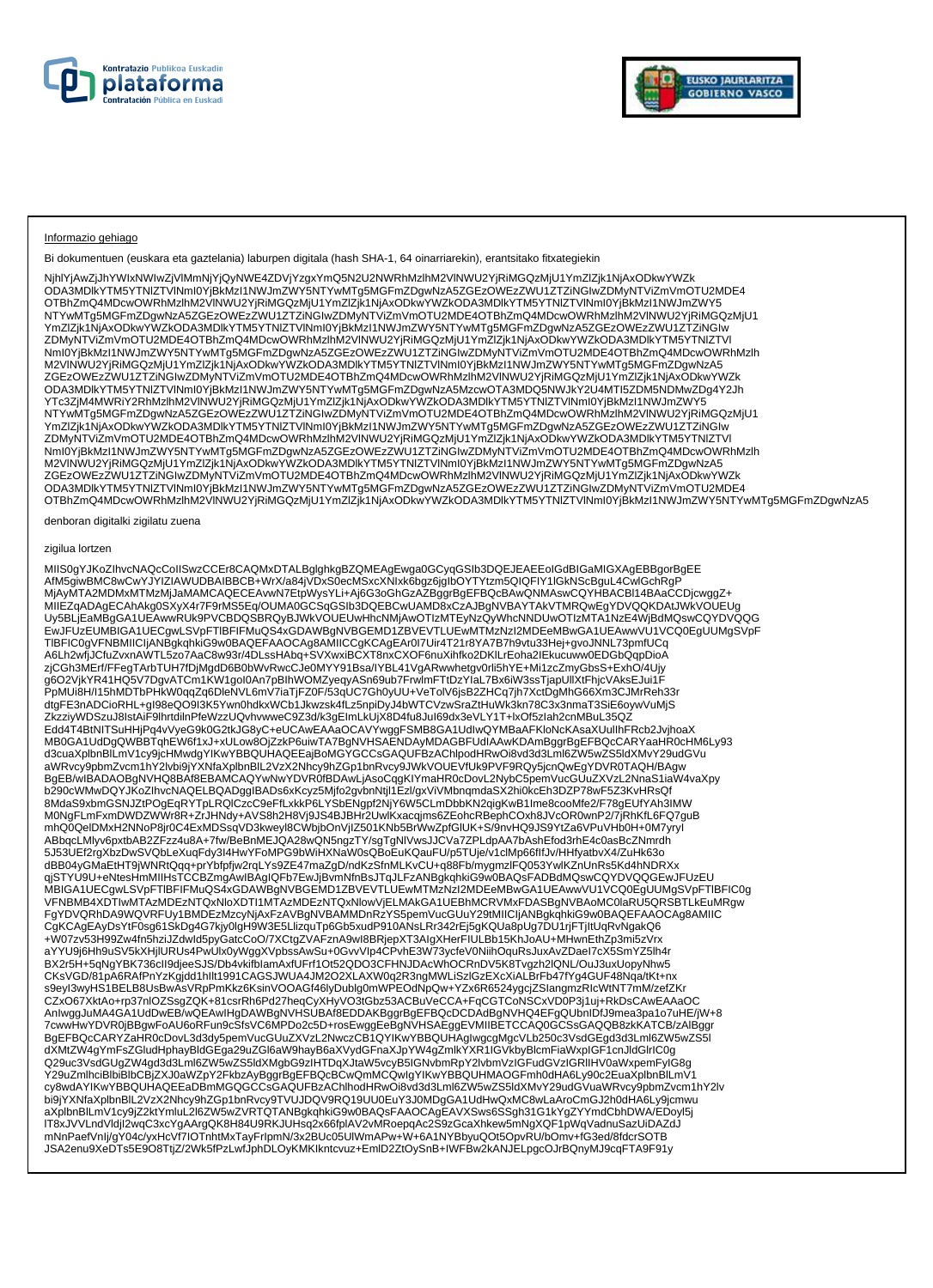Informazio gehiago

Bi dokumentuen (euskara eta gaztelania) laburpen digitala (hash SHA-1, 64 oinarriarekin), erantsitako fitxategiekin

NjhlYjAwZjJhYWIxNWIwZjVlMmNjYjQyNWE4ZDVjYzgxYmQ5N2U2NWRhMzlhM2VlNWU2YjRiMGQzMjU1YmZlZjk1NjAxODkwYWZk
ODA3MDlkYTM5YTNlZTVlNmI0YjBkMzI1NWJmZWY5NTYwMTg5MGFmZDgwNzA5ZGEzOWEzZWU1ZTZiNGIwZDMyNTViZmVmOTU2MDE4
OTBhZmQ4MDcwOWRhMzlhM2VlNWU2YjRiMGQzMjU1YmZlZjk1NjAxODkwYWZkODA3MDlkYTM5YTNlZTVlNmI0YjBkMzI1NWJmZWY5
NTYwMTg5MGFmZDgwNzA5ZGEzOWEzZWU1ZTZiNGIwZDMyNTViZmVmOTU2MDE4OTBhZmQ4MDcwOWRhMzlhM2VlNWU2YjRiMGQzMjU1
YmZlZjk1NjAxODkwYWZkODA3MDlkYTM5YTNlZTVlNmI0YjBkMzI1NWJmZWY5NTYwMTg5MGFmZDgwNzA5ZGEzOWEzZWU1ZTZiNGIw
ZDMyNTViZmVmOTU2MDE4OTBhZmQ4MDcwOWRhMzlhM2VlNWU2YjRiMGQzMjU1YmZlZjk1NjAxODkwYWZkODA3MDlkYTM5YTNlZTVl
NmI0YjBkMzI1NWJmZWY5NTYwMTg5MGFmZDgwNzA5ZGEzOWEzZWU1ZTZiNGIwZDMyNTViZmVmOTU2MDE4OTBhZmQ4MDcwOWRhMzlh
M2VlNWU2YjRiMGQzMjU1YmZlZjk1NjAxODkwYWZkODA3MDlkYTM5YTNlZTVlNmI0YjBkMzI1NWJmZWY5NTYwMTg5MGFmZDgwNzA5
ZGEzOWEzZWU1ZTZiNGIwZDMyNTViZmVmOTU2MDE4OTBhZmQ4MDcwOWRhMzlhM2VlNWU2YjRiMGQzMjU1YmZlZjk1NjAxODkwYWZk
ODA3MDlkYTM5YTNlZTVlNmI0YjBkMzI1NWJmZWY5NTYwMTg5MGFmZDgwNzA5MzcwOTA3MDQ5NWJkY2U4MTI5ZDM5NDMwZDg4Y2Jh
YTc3ZjM4MWRiY2RhMzlhM2VlNWU2YjRiMGQzMjU1YmZlZjk1NjAxODkwYWZkODA3MDlkYTM5YTNlZTVlNmI0YjBkMzI1NWJmZWY5
NTYwMTg5MGFmZDgwNzA5ZGEzOWEzZWU1ZTZiNGIwZDMyNTViZmVmOTU2MDE4OTBhZmQ4MDcwOWRhMzlhM2VlNWU2YjRiMGQzMjU1
YmZlZjk1NjAxODkwYWZkODA3MDlkYTM5YTNlZTVlNmI0YjBkMzI1NWJmZWY5NTYwMTg5MGFmZDgwNzA5ZGEzOWEzZWU1ZTZiNGIw
ZDMyNTViZmVmOTU2MDE4OTBhZmQ4MDcwOWRhMzlhM2VlNWU2YjRiMGQzMjU1YmZlZjk1NjAxODkwYWZkODA3MDlkYTM5YTNlZTVl
NmI0YjBkMzI1NWJmZWY5NTYwMTg5MGFmZDgwNzA5ZGEzOWEzZWU1ZTZiNGIwZDMyNTViZmVmOTU2MDE4OTBhZmQ4MDcwOWRhMzlh
M2VlNWU2YjRiMGQzMjU1YmZlZjk1NjAxODkwYWZkODA3MDlkYTM5YTNlZTVlNmI0YjBkMzI1NWJmZWY5NTYwMTg5MGFmZDgwNzA5
ZGEzOWEzZWU1ZTZiNGIwZDMyNTViZmVmOTU2MDE4OTBhZmQ4MDcwOWRhMzlhM2VlNWU2YjRiMGQzMjU1YmZlZjk1NjAxODkwYWZk
ODA3MDlkYTM5YTNlZTVlNmI0YjBkMzI1NWJmZWY5NTYwMTg5MGFmZDgwNzA5ZGEzOWEzZWU1ZTZiNGIwZDMyNTViZmVmOTU2MDE4
OTBhZmQ4MDcwOWRhMzlhM2VlNWU2YjRiMGQzMjU1YmZlZjk1NjAxODkwYWZkODA3MDlkYTM5YTNlZTVlNmI0YjBkMzI1NWJmZWY5NTYwMTg5MGFmZDgwNzA5

denboran digitalki zigilatu zuena

zigilua lortzen

MIIS0gYJKoZIhvcNAQcCoIISwzCCEr8CAQMxDTALBglghkgBZQMEAgEwga0GCyqGSIb3DQEJEAEEoIGdBIGaMIGXAgEBBgorBgEE
AfM5giwBMC8wCwYJYIZIAWUDBAIBBCB+WrX/a84jVDxS0ecMSxcXNIxk6bgz6jgIbOYTYtzm5QIQFIY1lGkNScBguL4CwlGchRgP
MjAyMTA2MDMxMTMzMjJaMAMCAQECEAvwN7EtpWysYLi+Aj6G3oGhGzAZBggrBgEFBQcBAwQNMAswCQYHBACBl14BAaCCDjcwggZ+
MIIEZqADAgECAhAkg0SXyX4r7F9rMS5Eq/OUMA0GCSqGSIb3DQEBCwUAMD8xCzAJBgNVBAYTAkVTMRQwEgYDVQQKDAtJWkVOUEUg
Uy5BLjEaMBgGA1UEAwwRUk9PVCBDQSBRQyBJWkVOUEUwHhcNMjAwOTIzMTEyNzQyWhcNNDUwOTIzMTA1NzE4WjBdMQswCQYDVQQG
EwJFUzEUMBIGA1UECgwLSVpFTlBFIFMuQS4xGDAWBgNVBGEMD1ZBVEVTLUEwMTMzNzI2MDEeMBwGA1UEAwwVU1VCQ0EgUUMgSVpF
TlBFIC0gVFNBMIICIjANBgkqhkiG9w0BAQEFAAOCAg8AMIICCgKCAgEAr0I7Uir4T21r8YA7B7h9vtu33Hej+gvoJNNL73pmfUCq
A6Lh2wfjJCfuZvxnAWTL5zo7AaC8w93r/4DLssHAbq+SVXwxiBCXT8nxCXOF6nuXihfko2DKlLrEoha2IEkucuww0EDGbQqpDioA
zjCGh3MErf/FFegTArbTUH7fDjMgdD6B0bWvRwcCJe0MYY91Bsa/lYBL41VgARwwhetgv0rli5hYE+Mi1zcZmyGbsS+ExhO/4Ujy
g6O2VjkYR41HQ5V7DgvATCm1KW1goI0An7pBlhWOMZyeqyASn69ub7FrwlmFTtDzYIaL7Bx6iW3ssTjapUllXtFhjcVAksEJui1F
PpMUi8H/I15hMDTbPHkW0qqZq6DleNVL6mV7iaTjFZ0F/53qUC7Gh0yUU+VeToIV6jsB2ZHCq7jh7XctDgMhG66Xm3CJMrReh33r
dtgFE3nADCioRHL+gI98eQO9I3K5Ywn0hdkxWCb1Jkwzsk4fLz5npiDyJ4bWTCVzwSraZtHuWk3kn78C3x3nmaT3SiE6oywVuMjS
ZkzziyWDSzuJ8lstAiF9lhrtdilnPfeWzzUQvhvwweC9Z3d/k3gEImLkUjX8D4fu8JuI69dx3eVLY1T+lxOf5zIah2cnMBuL35QZ
Edd4T4BtNITSuHHjPq4vVyeG9k0G2tkJG8yC+eUCAwEAAaOCAVYwggFSMB8GA1UdIwQYMBaAFKloNcKAsaXUullhFRcb2JvjhoaX
MB0GA1UdDgQWBBTqhEW6f1xJ+xULow8OjZzkP6uiwTA7BgNVHSAENDAyMDAGBFUdIAAwKDAmBggrBgEFBQcCARYaaHR0cHM6Ly93
d3cuaXplbnBlLmV1cy9jcHMwdgYIKwYBBQUHAQEEajBoMGYGCCsGAQUFBzAChlpodHRwOi8vd3d3Lml6ZW5wZS5ldXMvY29udGVu
aWRvcy9pbmZvcm1hY2lvbi9jYXNfaXplbnBlL2VzX2Nhcy9hZGp1bnRvcy9JWkVOUEVfUk9PVF9RQy5jcnQwEgYDVR0TAQH/BAgw
BgEB/wIBADAOBgNVHQ8BAf8EBAMCAQYwNwYDVR0fBDAwLjAsoCqgKIYmaHR0cDovL2NybC5pemVucGUuZXVzL2NnaS1iaW4vaXpy
b290cWMwDQYJKoZIhvcNAQELBQADggIBADs6xKcyz5Mjfo2gvbnNtjl1EzI/gxViVMbnqmdaSX2hi0kcEh3DZP78wF5Z3KvHRsQf
8MdaS9xbmGSNJZtPOgEqRYTpLRQlCzcC9eFfLxkkP6LYSbENgpf2NjY6W5CLmDbbKN2qigKwB1Ime8cooMfe2/F78gEUfYAh3IMW
M0NgFLmFxmDWDZWWr8R+ZrJHNdy+AVS8h2H8Vj9JS4BJBHr2UwlKxacqjms6ZEohcRBephCOxh8JVcOR0wnP2/7jRhKfL6FQ7guB
mhQ0QelDMxH2NNoP8jr0C4ExMDSsqVD3kweyl8CWbjbOnVjIZ501KNb5BrWwZpfGlUK+S/9nvHQ9JS9YtZa6VPuVHb0H+0M7yryl
ABbqcLMlyv6pxtbAB2ZFzz4u8A+7fw/BeBnMEJQA28wQN5ngzTY/sgTgNlVwsJJCVa7ZPLdpAA7bAshEfod3rhE4c0asBcZNmrdh
5J53UEf2rgXbzDwSVQbLeXuqFdy3I4HwYFoMPG9bWiHXNaW0sQBoEuKQauFU/p5TUje/v1clMp66fIfJv/HHfyatbvX4/ZuHk63o
dBB04yGMaEtHT9jWNRtQqq+prYbfpfjw2rqLYs9ZE47maZgD/ndKzSfnMLKvCU+q88Fb/mygmzlFQ053YwIKZnUnRs5Kd4hNDRXx
qjSTYU9U+eNtesHmMIIHsTCCBZmgAwIBAgIQFb7EwJjBvmNfnBsJTqJLFzANBgkqhkiG9w0BAQsFADBdMQswCQYDVQQGEwJFUzEU
MBIGA1UECgwLSVpFTlBFIFMuQS4xGDAWBgNVBGEMD1ZBVEVTLUEwMTMzNzI2MDEeMBwGA1UEAwwVU1VCQ0EgUUMgSVpFTlBFIC0g
VFNBMB4XDTIwMTAzMDEzNTQxNloXDTI1MTAzMDEzNTQxNlowVjELMAkGA1UEBhMCRVMxFDASBgNVBAoMC0laRU5QRSBTLkEuMRgw
FgYDVQRhDA9WQVRFUy1BMDEzMzcyNjAxFzAVBgNVBAMMDnRzYS5pemVucGUuY29tMIICIjANBgkqhkiG9w0BAQEFAAOCAg8AMIIC
CgKCAgEAyDsYtF0sg61SkDg4G7kjy0lgH9W3E5LlizquTp6Gb5xudP910ANsLRr342rEj5gKQUa8pUg7DU1rjFTjltUqRvNgakQ6
+W07zv53H99Zw4fn5hziJZdwld5pyGatcCoO/7X7CtzyCVAFznA9wI8BRjepXT3AIgXHerFIULBb15KhJoAU+MHwnEthZp3mi5zVrx
aYYU9j6Hh9uSV5kXHjlURUs4PwUlx0yWggXVpbssAwSu+0GvvVIp4CPvhE3W73ycfeV0NiihOquRsJuxAvZDael7cX5SmYZ5lh4r
BX2r5H+5qNgYBK736cII9djeeSJS/Db4vkifblamAxfUFrf1Ot52QDO3CFHNJDAcWhOCRnDV5K8Tvgzh2lQNL/OuJ3uxUopyNhw5
CKsVGD/81pA6RAfPnYzKgjdd1hllt1991CAGSJWUA4JM2O2XLAXW0q2R3ngMWLiSzlGzEXcXiALBrFb47fYg4GUF48Nqa/tKt+nx
s9eyI3wyHS1BELB8UsBwAsVRpPmKkz6KsinVOOAGf46lyDublg0mWPEOdNpQw+YZx6R6524ygcjZSIangmzRlcWtNT7mM/zefZKr
CZxO67XktAo+rp37nlOZSsgZQK+81csrRh6Pd27heqCyXHyVO3tGbz53ACBuVeCCA+FqCGTCoNSCxVD0P3j1uj+RkDsCAwEAAaOC
AnIwggJuMA4GA1UdDwEB/wQEAwIHgDAWBgNVHSUBAf8EDDAKBggrBgEFBQcDCDAdBgNVHQ4EFgQUbnlDfJ9mea3pa1o7uHE/jW+8
7cwwHwYDVR0jBBgwFoAU6oRFun9cSfsVC6MPDo2c5D+rosEwggEeBgNVHSAEggEVMIIBETCCAQ0GCSsGAQQB8zkKATCB/zAlBggr
BgEFBQcCARYZaHR0cDovL3d3dy5pemVucGUuZXVzL2NwczCB1QYIKwYBBQUHAgIwgcgMgcVLb250c3VsdGEgd3d3Lml6ZW5wZS5l
dXMtZW4gYmFsZGludHphayBldGEga29uZGl6aW9hayB6aXVydGFnaXJpYW4gZmlkYXR1IGVkbyBlcmFiaWxpIGF1cnJldGlrIC0g
Q29uc3VsdGUgZW4gd3d3Lml6ZW5wZS5ldXMgbG9zIHTDqXJtaW5vcyB5IGNvbmRpY2lvbmVzIGFudGVzIGRlIHV0aWxpemFyIG8g
Y29uZmlhciBlbiBlbCBjZXJ0aWZpY2FkbzAyBggrBgEFBQcBCwQmMCQwIgYIKwYBBQUHMAOGFmh0dHA6Ly90c2EuaXplbnBlLmV1
cy8wdAYIKwYBBQUHAQEEaDBmMGQGCCsGAQUFBzAChlhodHRwOi8vd3d3Lml6ZW5wZS5ldXMvY29udGVuaWRvcy9pbmZvcm1hY2lv
bi9jYXNfaXplbnBlL2VzX2Nhcy9hZGp1bnRvcy9TVUJDQV9RQ19UU0EuY3J0MDgGA1UdHwQxMC8wLaAroCmGJ2h0dHA6Ly9jcmwu
aXplbnBlLmV1cy9jZ2ktYmluL2l6ZW5wZVRTQTANBgkqhkiG9w0BAQsFAAOCAgEAVXSws6SSgh31G1kYgZYYmdCbhDWA/EDoyl5j
lT8xJVVLndVldjI2wqC3xcYgAArgQK8H84U9RKJUHsq2x66fpIAV2vMRoepqAc2S9zGcaXhkew5mNgXQF1pWqVadnuSazUiDAZdJ
mNnPaefVnIj/gY04c/yxHcVf7lOTnhtMxTayFrIpmN/3x2BUc05UlWmAPw+W+6A1NYBbyuQOt5OpvRU/bOmv+fG3ed/8fdcrSOTB
JSA2enu9XeDTs5E9O8TtjZ/2Wk5fPzLwfJphDLOyKMKIkntcvuz+EmlD2ZtOySnB+IWFBw2kANJELpgcOJrBQnyMJ9cqFTA9F91y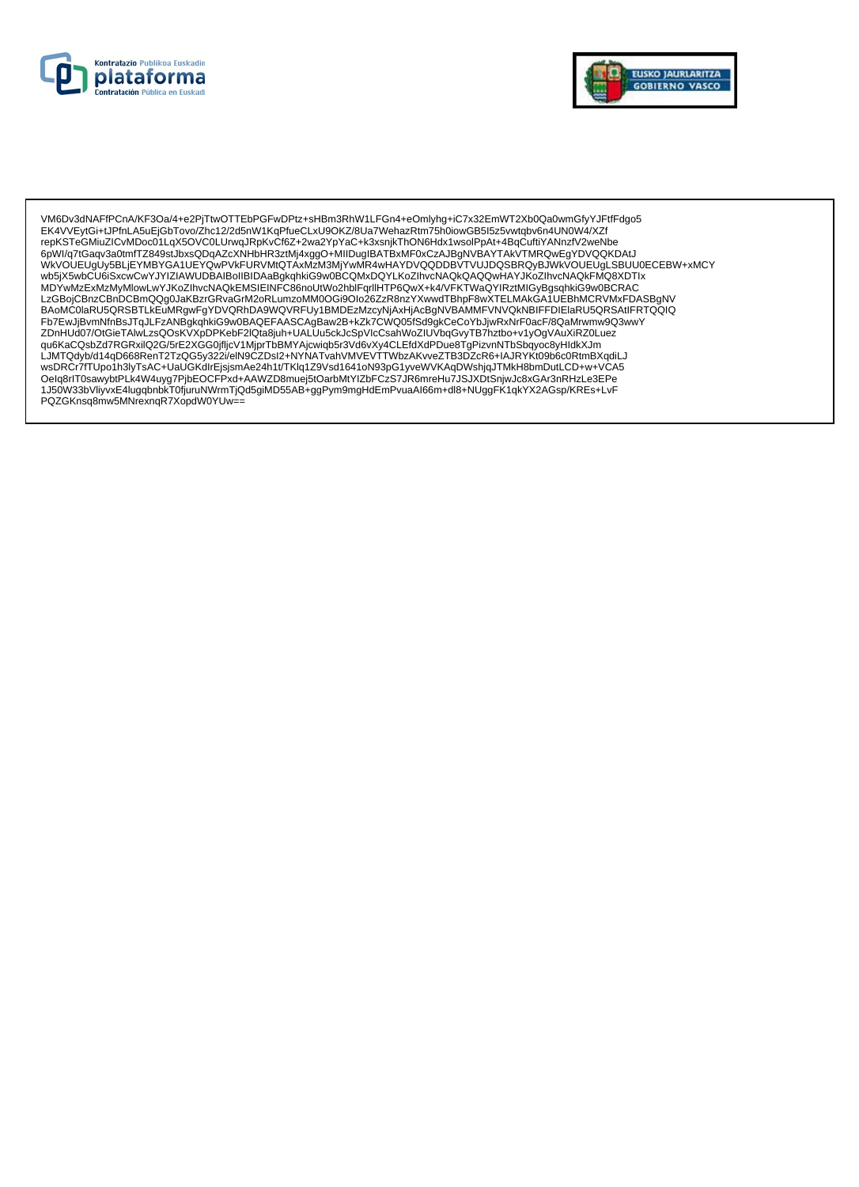VM6Dv3dNAFfPCnA/KF3Oa/4+e2PjTtwOTTEbPGFwDPtz+sHBm3RhW1LFGn4+eOmlyhg+iC7x32EmWT2Xb0Qa0wmGfyYJFtfFdgo5
EK4VVEytGi+tJPfnLA5uEjGbTovo/Zhc12/2d5nW1KqPfueCLxU9OKZ/8Ua7WehazRtm75h0iowGB5I5z5vwtqbv6n4UN0W4/XZf
repKSTeGMiuZICvMDoc01LqX5OVC0LUrwqJRpKvCf6Z+2wa2YpYaC+k3xsnjkThON6Hdx1wsolPpAt+4BqCuftiYANnzfV2weNbe
6pWI/q7tGaqv3a0tmfTZ849stJbxsQDqAZcXNHbHR3ztMj4xggO+MIIDugIBATBxMF0xCzAJBgNVBAYTAkVTMRQwEgYDVQQKDAtJ
WkVOUEUgUy5BLjEYMBYGA1UEYQwPVkFURVMtQTAxMzM3MjYwMR4wHAYDVQQDDBVTVUJDQSBRQyBJWkVOUEUgLSBUU0ECEBW+xMCY
wb5jX5wbCU6iSxcwCwYJYIZIAWUDBAIBoIIBIDAaBgkqhkiG9w0BCQMxDQYLKoZIhvcNAQkQAQQwHAYJKoZIhvcNAQkFMQ8XDTIx
MDYwMzExMzMyMlowLwYJKoZIhvcNAQkEMSIEINFC86noUtWo2hblFqrllHTP6QwX+k4/VFKTWaQYIRztMIGyBgsqhkiG9w0BCRAC
LzGBojCBnzCBnDCBmQQg0JaKBzrGRvaGrM2oRLumzoMM0OGi9OIo26ZzR8nzYXwwdTBhpF8wXTELMAkGA1UEBhMCRVMxFDASBgNV
BAoMC0laRU5QRSBTLkEuMRgwFgYDVQRhDA9WQVRFUy1BMDEzMzcyNjAxHjAcBgNVBAMMFVNVQkNBIFFDIElaRU5QRSAtIFRTQQIQ
Fb7EwJjBvmNfnBsJTqJLFzANBgkqhkiG9w0BAQEFAASCAgBaw2B+kZk7CWQ05fSd9gkCeCoYbJjwRxNrF0acF/8QaMrwmw9Q3wwY
ZDnHUd07/OtGieTAlwLzsQOsKVXpDPKebF2lQta8juh+UALUu5ckJcSpVIcCsahWoZIUVbqGvyTB7hztbo+v1yOgVAuXiRZ0Luez
qu6KaCQsbZd7RGRxilQ2G/5rE2XGG0jfljcV1MjprTbBMYAjcwiqb5r3Vd6vXy4CLEfdXdPDue8TgPizvnNTbSbqyoc8yHldkXJm
LJMTQdyb/d14qD668RenT2TzQG5y322i/elN9CZDsI2+NYNATvahVMVEVTTWbzAKvveZTB3DZcR6+IAJRYKt09b6c0RtmBXqdiLJ
wsDRCr7fTUpo1h3lyTsAC+UaUGKdIrEjsjsmAe24h1t/TKlq1Z9Vsd1641oN93pG1yveWVKAqDWshjqJTMkH8bmDutLCD+w+VCA5
OeIq8rIT0sawybtPLk4W4uyg7PjbEOCFPxd+AAWZD8muej5tOarbMtYIZbFCzS7JR6mreHu7JSJXDtSnjwJc8xGAr3nRHzLe3EPe
1J50W33bVliyvxE4lugqbnbkT0fjuruNWrmTjQd5giMD55AB+ggPym9mgHdEmPvuaAI66m+dl8+NUggFK1qkYX2AGsp/KREs+LvF
PQZGKnsq8mw5MNrexnqR7XopdW0YUw==